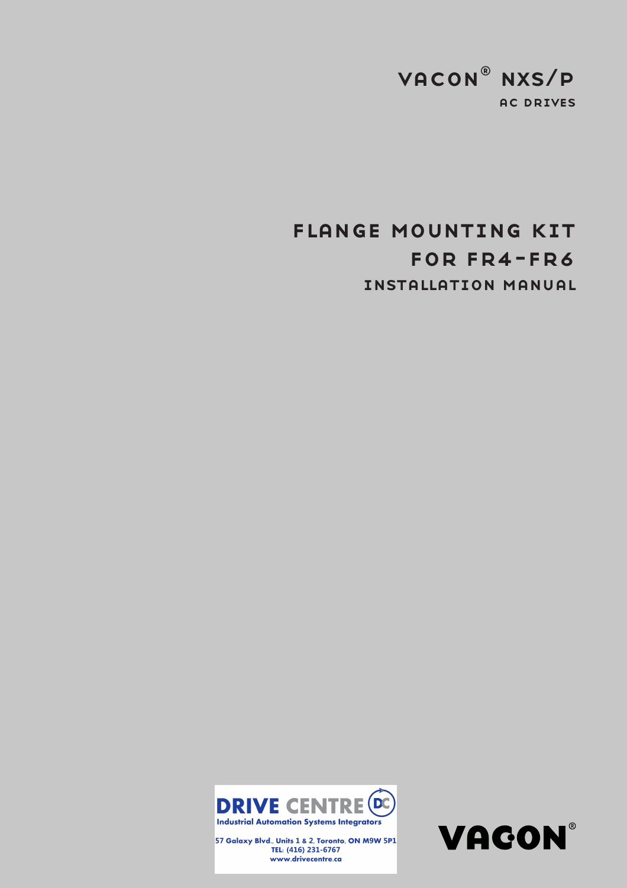# VACON® NXS/P

AC DRIVES

# FLANGE MOUNTING KIT FOR FR4-FR6

## INSTALLATION MANUAL

**DRIVE CENTRE**
Industrial Automation Systems Integrators

57 Galaxy Blvd., Units 1 & 2, Toronto, ON M9W 5P1
TEL: (416) 231-6767
www.drivecentre.ca

VACON®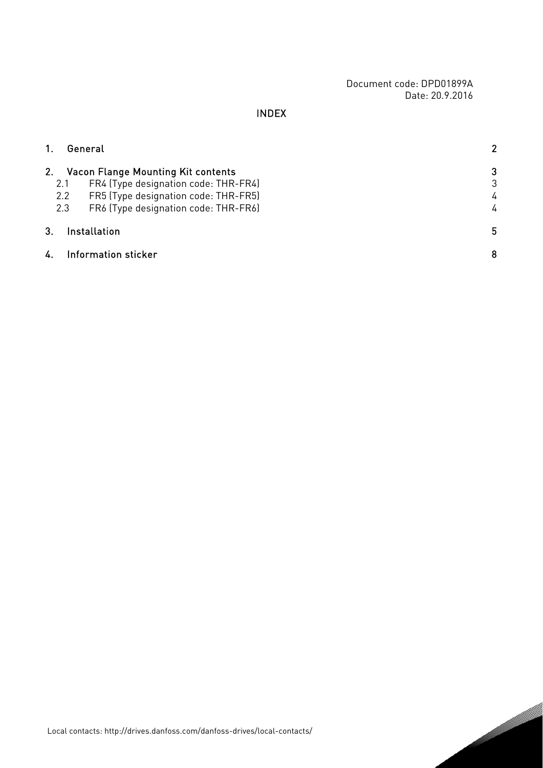Document code: DPD01899A
Date: 20.9.2016

# INDEX

| | | |
|---|---|---|
| **1.** | **General** | **2** |
| **2.** | **Vacon Flange Mounting Kit contents** | **3** |
| 2.1 | FR4 (Type designation code: THR-FR4) | 3 |
| 2.2 | FR5 (Type designation code: THR-FR5) | 4 |
| 2.3 | FR6 (Type designation code: THR-FR6) | 4 |
| **3.** | **Installation** | **5** |
| **4.** | **Information sticker** | **8** |

Local contacts: http://drives.danfoss.com/danfoss-drives/local-contacts/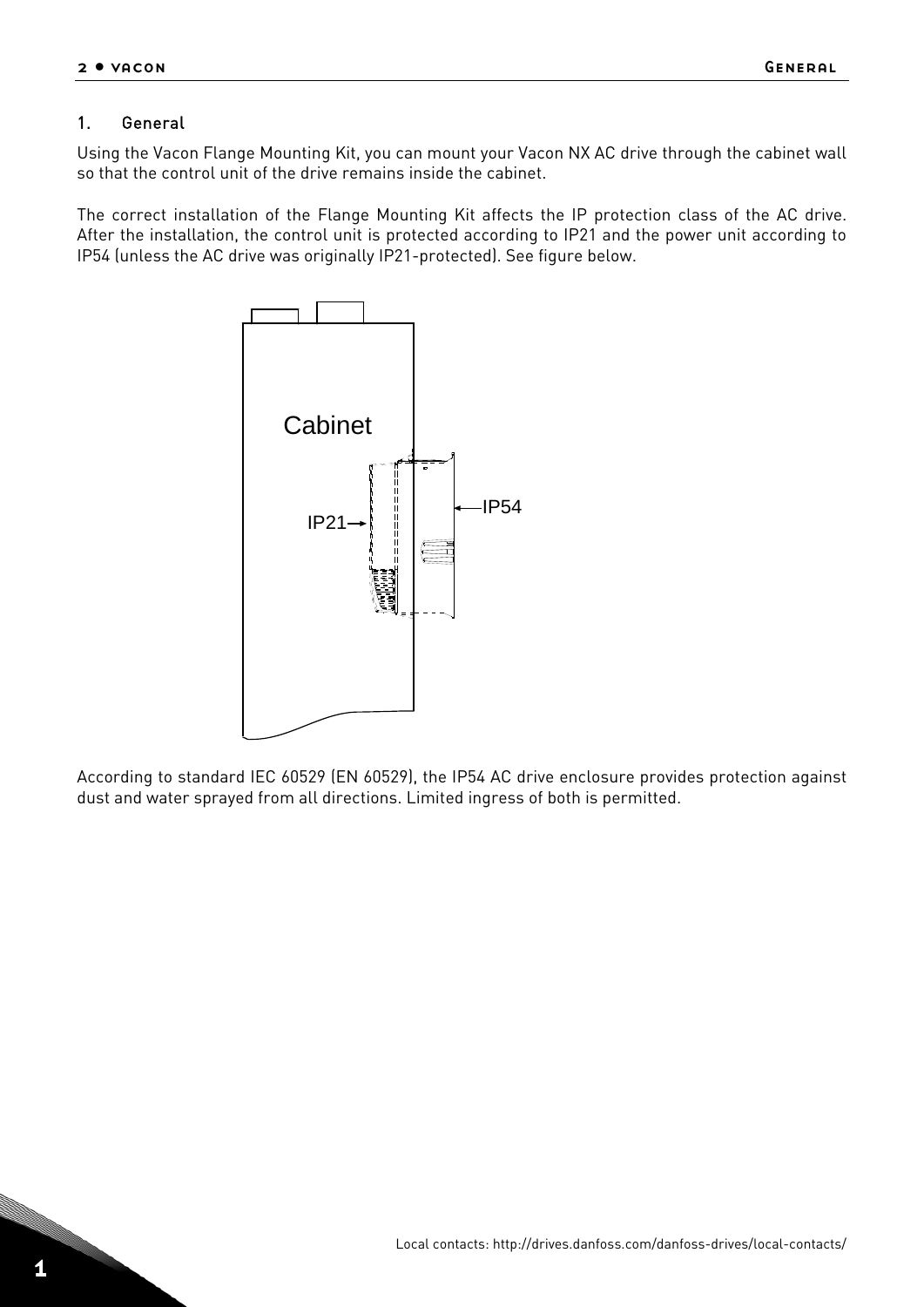## 1. General

Using the Vacon Flange Mounting Kit, you can mount your Vacon NX AC drive through the cabinet wall so that the control unit of the drive remains inside the cabinet.

The correct installation of the Flange Mounting Kit affects the IP protection class of the AC drive. After the installation, the control unit is protected according to IP21 and the power unit according to IP54 (unless the AC drive was originally IP21-protected). See figure below.

According to standard IEC 60529 (EN 60529), the IP54 AC drive enclosure provides protection against dust and water sprayed from all directions. Limited ingress of both is permitted.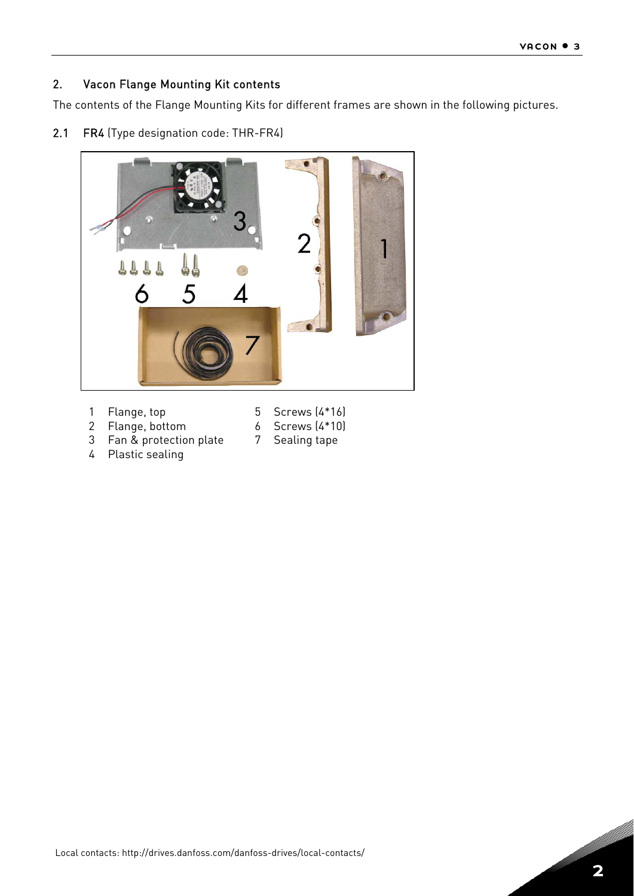## 2. Vacon Flange Mounting Kit contents

The contents of the Flange Mounting Kits for different frames are shown in the following pictures.

### 2.1 FR4 (Type designation code: THR-FR4)

1. Flange, top
2. Flange, bottom
3. Fan & protection plate
4. Plastic sealing
5. Screws (4*16)
6. Screws (4*10)
7. Sealing tape

Local contacts: http://drives.danfoss.com/danfoss-drives/local-contacts/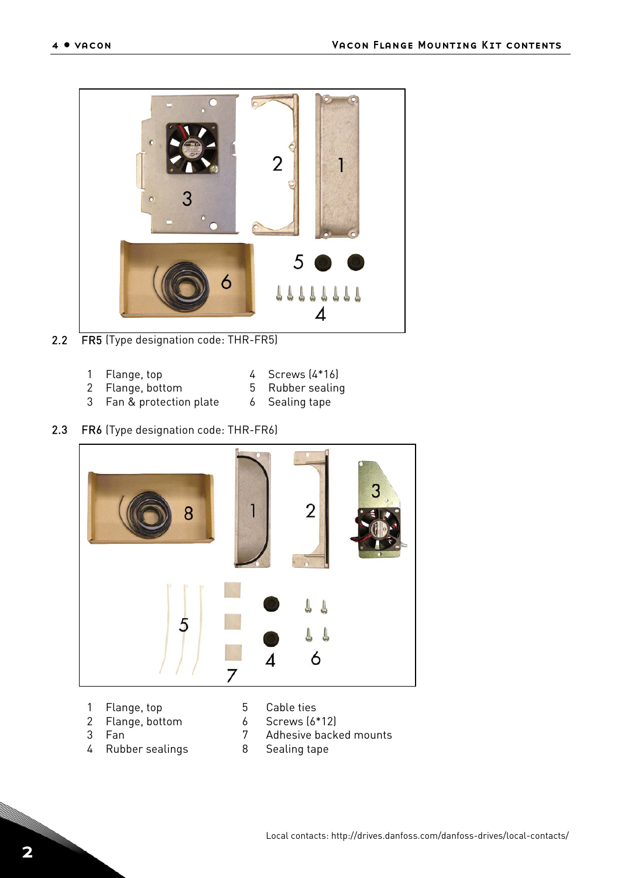## 2.2 FR5 (Type designation code: THR-FR5)

1. Flange, top
2. Flange, bottom
3. Fan & protection plate
4. Screws (4*16)
5. Rubber sealing
6. Sealing tape

## 2.3 FR6 (Type designation code: THR-FR6)

1. Flange, top
2. Flange, bottom
3. Fan
4. Rubber sealings
5. Cable ties
6. Screws (6*12)
7. Adhesive backed mounts
8. Sealing tape

Local contacts: http://drives.danfoss.com/danfoss-drives/local-contacts/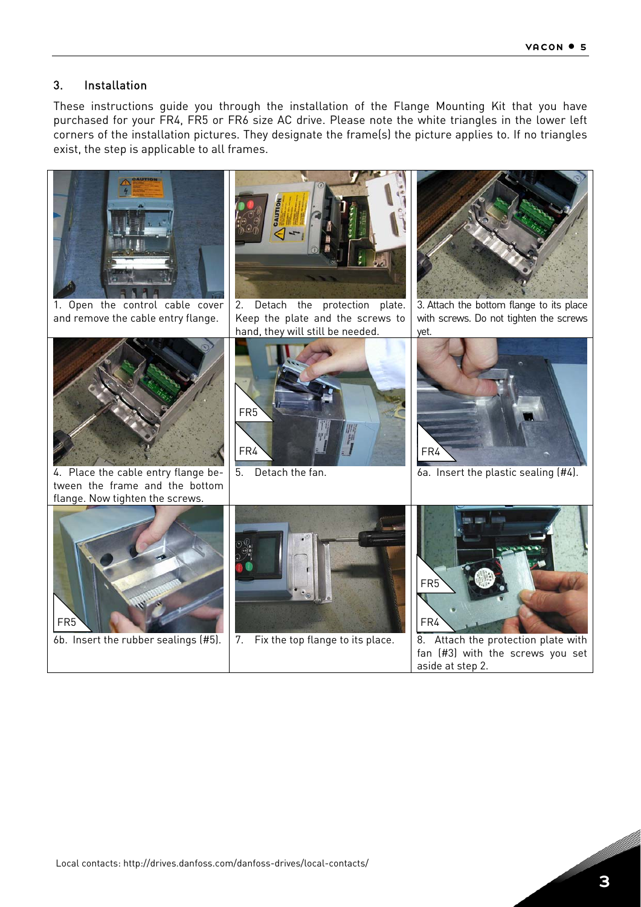## 3. Installation

These instructions guide you through the installation of the Flange Mounting Kit that you have purchased for your FR4, FR5 or FR6 size AC drive. Please note the white triangles in the lower left corners of the installation pictures. They designate the frame(s) the picture applies to. If no triangles exist, the step is applicable to all frames.

1. Open the control cable cover and remove the cable entry flange.

2. Detach the protection plate. Keep the plate and the screws to hand, they will still be needed.

3. Attach the bottom flange to its place with screws. Do not tighten the screws yet.

4. Place the cable entry flange between the frame and the bottom flange. Now tighten the screws.

FR5 / FR4

5. Detach the fan.

FR4

6a. Insert the plastic sealing (#4).

FR5

6b. Insert the rubber sealings (#5).

7. Fix the top flange to its place.

FR5 / FR4

8. Attach the protection plate with fan (#3) with the screws you set aside at step 2.

Local contacts: http://drives.danfoss.com/danfoss-drives/local-contacts/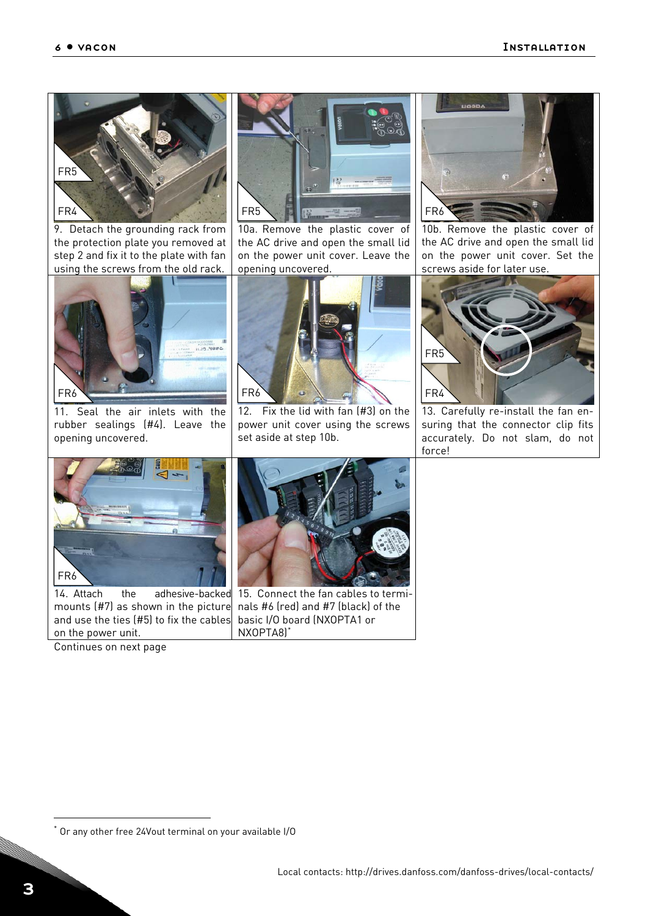9. Detach the grounding rack from the protection plate you removed at step 2 and fix it to the plate with fan using the screws from the old rack.

10a. Remove the plastic cover of the AC drive and open the small lid on the power unit cover. Leave the opening uncovered.

10b. Remove the plastic cover of the AC drive and open the small lid on the power unit cover. Set the screws aside for later use.

11. Seal the air inlets with the rubber sealings (#4). Leave the opening uncovered.

12. Fix the lid with fan (#3) on the power unit cover using the screws set aside at step 10b.

13. Carefully re-install the fan ensuring that the connector clip fits accurately. Do not slam, do not force!

14. Attach the adhesive-backed mounts (#7) as shown in the picture and use the ties (#5) to fix the cables on the power unit.

15. Connect the fan cables to terminals #6 (red) and #7 (black) of the basic I/O board (NXOPTA1 or NXOPTA8)*

Continues on next page

* Or any other free 24Vout terminal on your available I/O

Local contacts: http://drives.danfoss.com/danfoss-drives/local-contacts/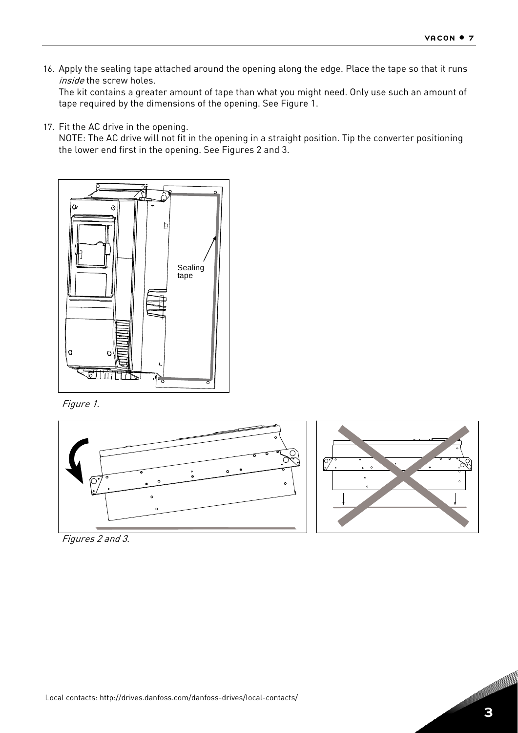16. Apply the sealing tape attached around the opening along the edge. Place the tape so that it runs *inside* the screw holes.
    The kit contains a greater amount of tape than what you might need. Only use such an amount of tape required by the dimensions of the opening. See Figure 1.
17. Fit the AC drive in the opening.
    NOTE: The AC drive will not fit in the opening in a straight position. Tip the converter positioning the lower end first in the opening. See Figures 2 and 3.

*Figure 1.*

*Figures 2 and 3.*

Local contacts: http://drives.danfoss.com/danfoss-drives/local-contacts/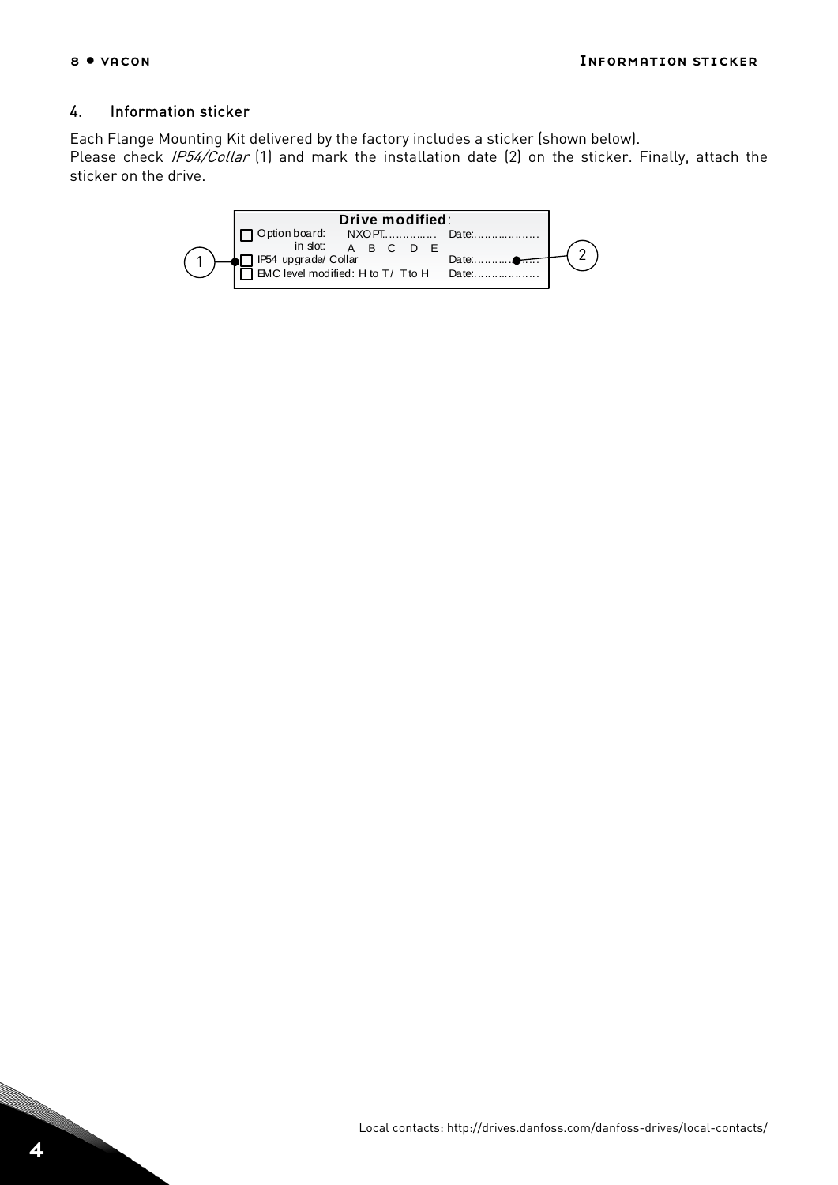## 4. Information sticker

Each Flange Mounting Kit delivered by the factory includes a sticker (shown below).
Please check *IP54/Collar* (1) and mark the installation date (2) on the sticker. Finally, attach the sticker on the drive.

**Drive modified**:

| | | |
|---|---|---|
| ☐ Option board: in slot: | NXOPT................ A B C D E | Date:.................. |
| ☐ IP54 upgrade/ Collar (1) | | Date:.................. (2) |
| ☐ EMC level modified: H to T / T to H | | Date:.................. |

Local contacts: http://drives.danfoss.com/danfoss-drives/local-contacts/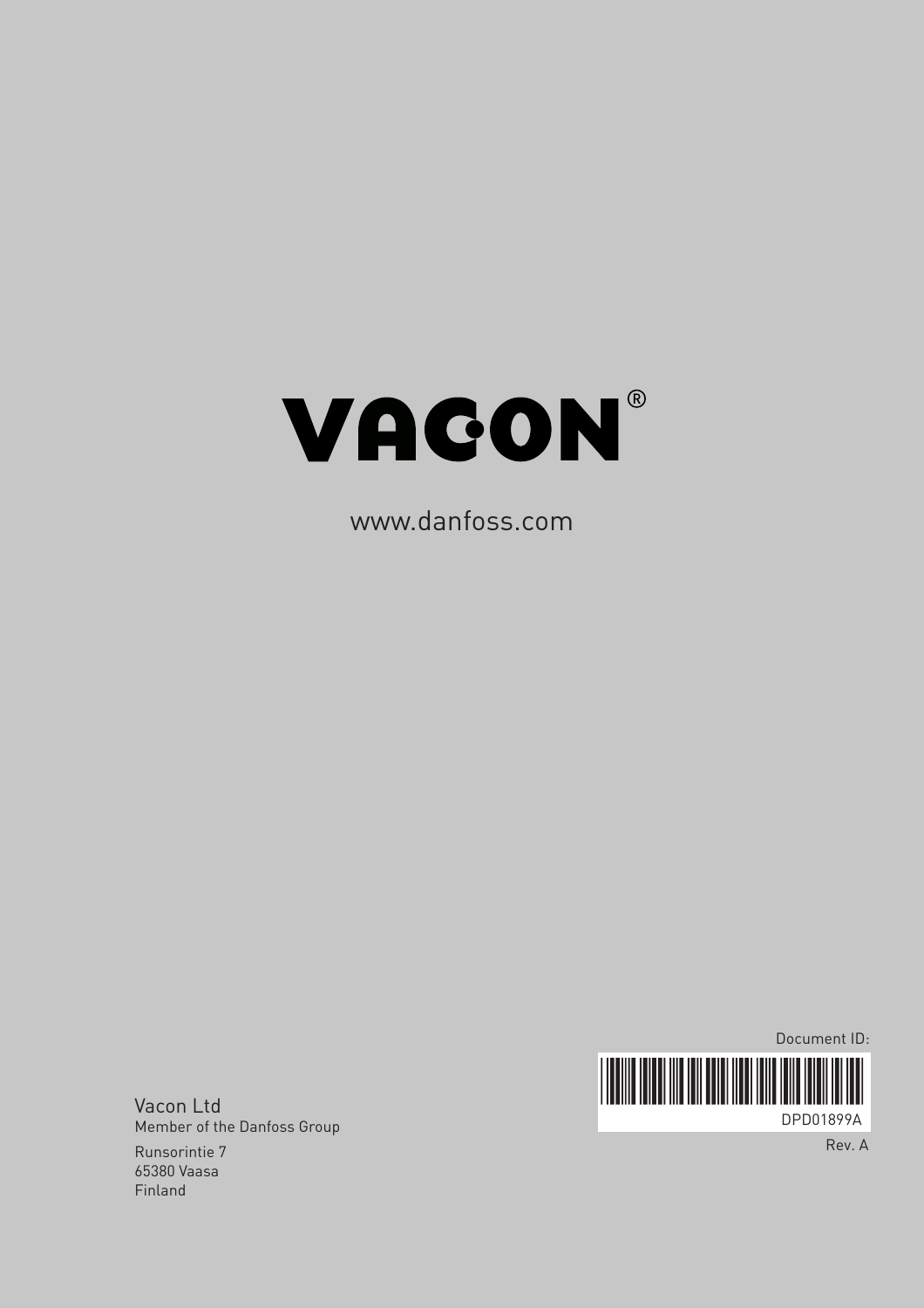VACON®

www.danfoss.com

Vacon Ltd
Member of the Danfoss Group

Runsorintie 7
65380 Vaasa
Finland

Document ID:

DPD01899A

Rev. A